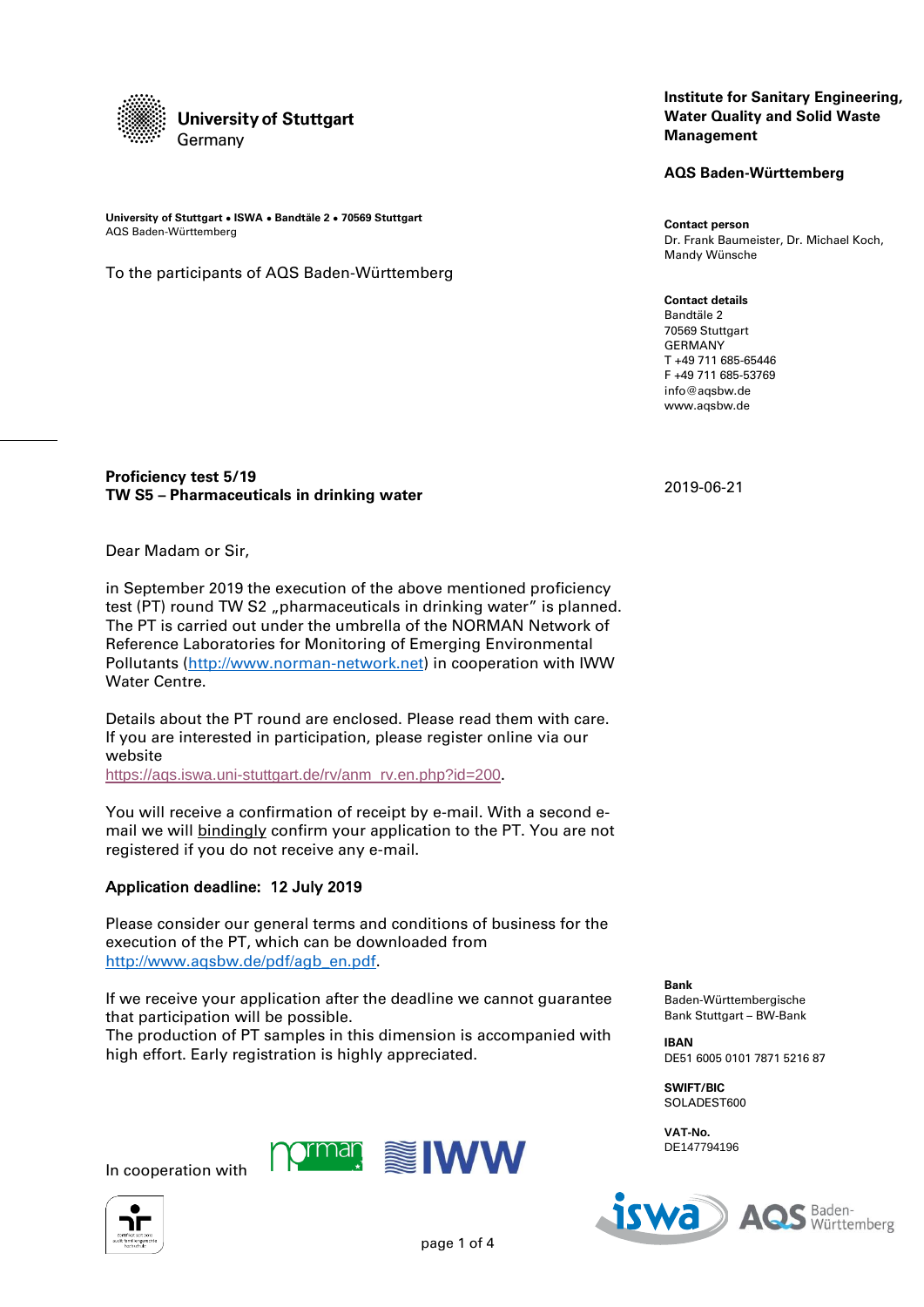**University of Stuttgart**
Germany

**Institute for Sanitary Engineering, Water Quality and Solid Waste Management**

**AQS Baden-Württemberg**

**University of Stuttgart • ISWA • Bandtäle 2 • 70569 Stuttgart**
AQS Baden-Württemberg

To the participants of AQS Baden-Württemberg

**Contact person**
Dr. Frank Baumeister, Dr. Michael Koch, Mandy Wünsche

**Contact details**
Bandtäle 2
70569 Stuttgart
GERMANY
T +49 711 685-65446
F +49 711 685-53769
info@aqsbw.de
www.aqsbw.de

**Proficiency test 5/19**
**TW S5 – Pharmaceuticals in drinking water**

2019-06-21

Dear Madam or Sir,

in September 2019 the execution of the above mentioned proficiency test (PT) round TW S2 „pharmaceuticals in drinking water" is planned. The PT is carried out under the umbrella of the NORMAN Network of Reference Laboratories for Monitoring of Emerging Environmental Pollutants (http://www.norman-network.net) in cooperation with IWW Water Centre.

Details about the PT round are enclosed. Please read them with care. If you are interested in participation, please register online via our website
https://aqs.iswa.uni-stuttgart.de/rv/anm_rv.en.php?id=200.

You will receive a confirmation of receipt by e-mail. With a second e-mail we will bindingly confirm your application to the PT. You are not registered if you do not receive any e-mail.

**Application deadline: 12 July 2019**

Please consider our general terms and conditions of business for the execution of the PT, which can be downloaded from http://www.aqsbw.de/pdf/agb_en.pdf.

If we receive your application after the deadline we cannot guarantee that participation will be possible.
The production of PT samples in this dimension is accompanied with high effort. Early registration is highly appreciated.

**Bank**
Baden-Württembergische Bank Stuttgart – BW-Bank

**IBAN**
DE51 6005 0101 7871 5216 87

**SWIFT/BIC**
SOLADEST600

**VAT-No.**
DE147794196

In cooperation with norman IWW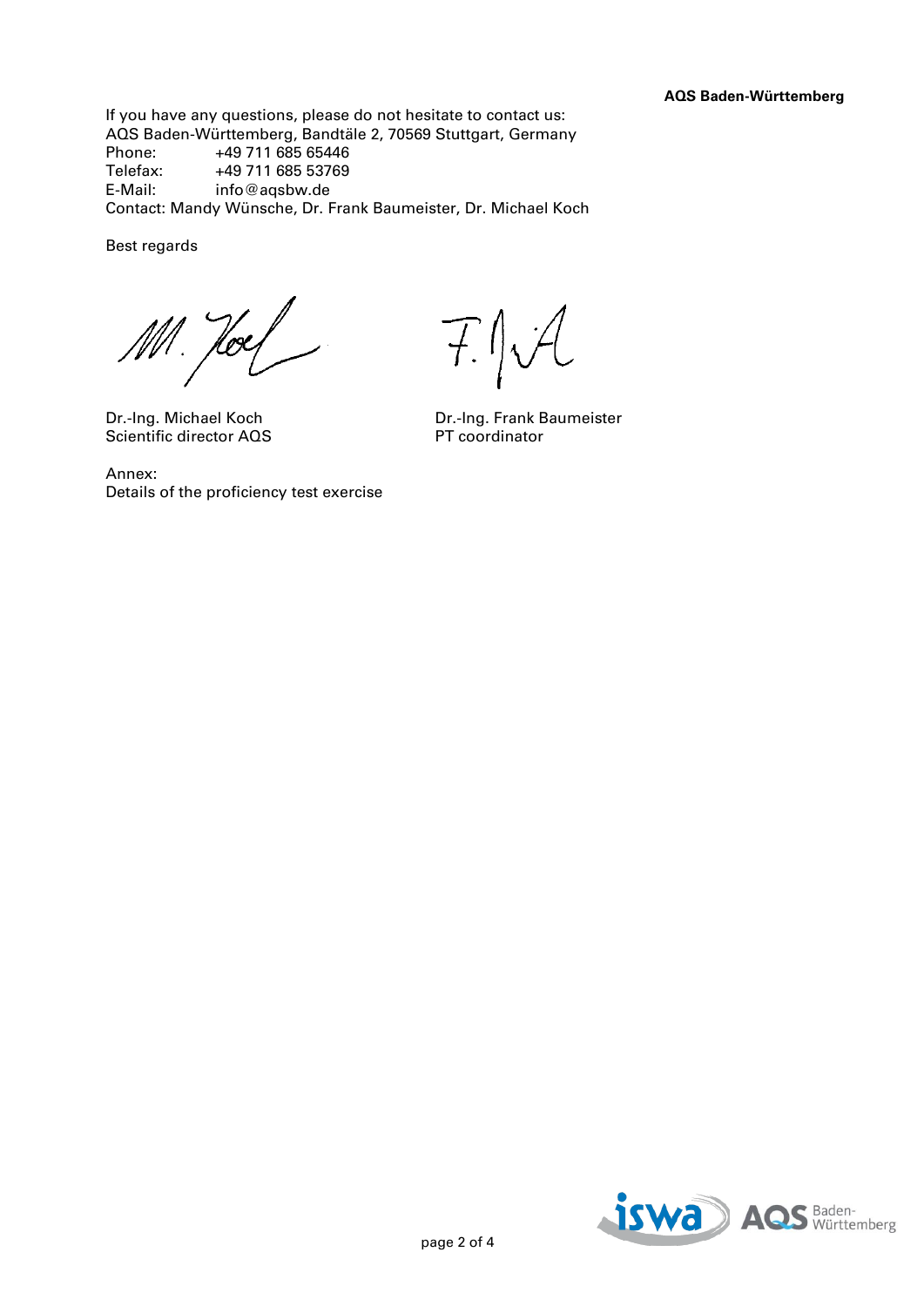If you have any questions, please do not hesitate to contact us:
AQS Baden-Württemberg, Bandtäle 2, 70569 Stuttgart, Germany
Phone: +49 711 685 65446
Telefax: +49 711 685 53769
E-Mail: info@aqsbw.de
Contact: Mandy Wünsche, Dr. Frank Baumeister, Dr. Michael Koch

Best regards

Dr.-Ing. Michael Koch
Scientific director AQS

Dr.-Ing. Frank Baumeister
PT coordinator

Annex:
Details of the proficiency test exercise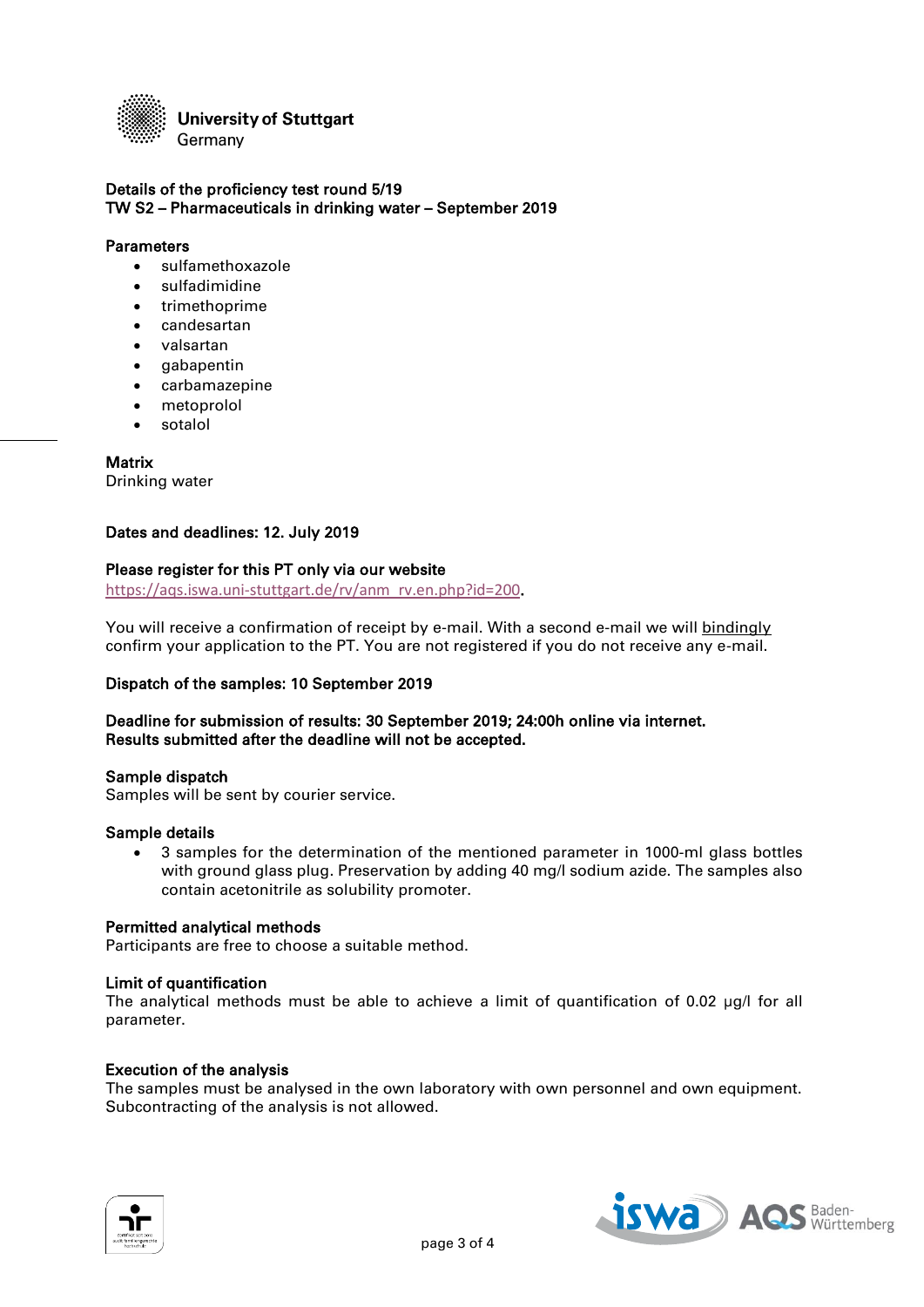**University of Stuttgart**
Germany

**Details of the proficiency test round 5/19**
**TW S2 – Pharmaceuticals in drinking water – September 2019**

**Parameters**

- sulfamethoxazole
- sulfadimidine
- trimethoprime
- candesartan
- valsartan
- gabapentin
- carbamazepine
- metoprolol
- sotalol

**Matrix**
Drinking water

**Dates and deadlines: 12. July 2019**

**Please register for this PT only via our website**
https://aqs.iswa.uni-stuttgart.de/rv/anm_rv.en.php?id=200.

You will receive a confirmation of receipt by e-mail. With a second e-mail we will bindingly confirm your application to the PT. You are not registered if you do not receive any e-mail.

**Dispatch of the samples: 10 September 2019**

**Deadline for submission of results: 30 September 2019; 24:00h online via internet.**
**Results submitted after the deadline will not be accepted.**

**Sample dispatch**
Samples will be sent by courier service.

**Sample details**

- 3 samples for the determination of the mentioned parameter in 1000-ml glass bottles with ground glass plug. Preservation by adding 40 mg/l sodium azide. The samples also contain acetonitrile as solubility promoter.

**Permitted analytical methods**
Participants are free to choose a suitable method.

**Limit of quantification**
The analytical methods must be able to achieve a limit of quantification of 0.02 µg/l for all parameter.

**Execution of the analysis**
The samples must be analysed in the own laboratory with own personnel and own equipment. Subcontracting of the analysis is not allowed.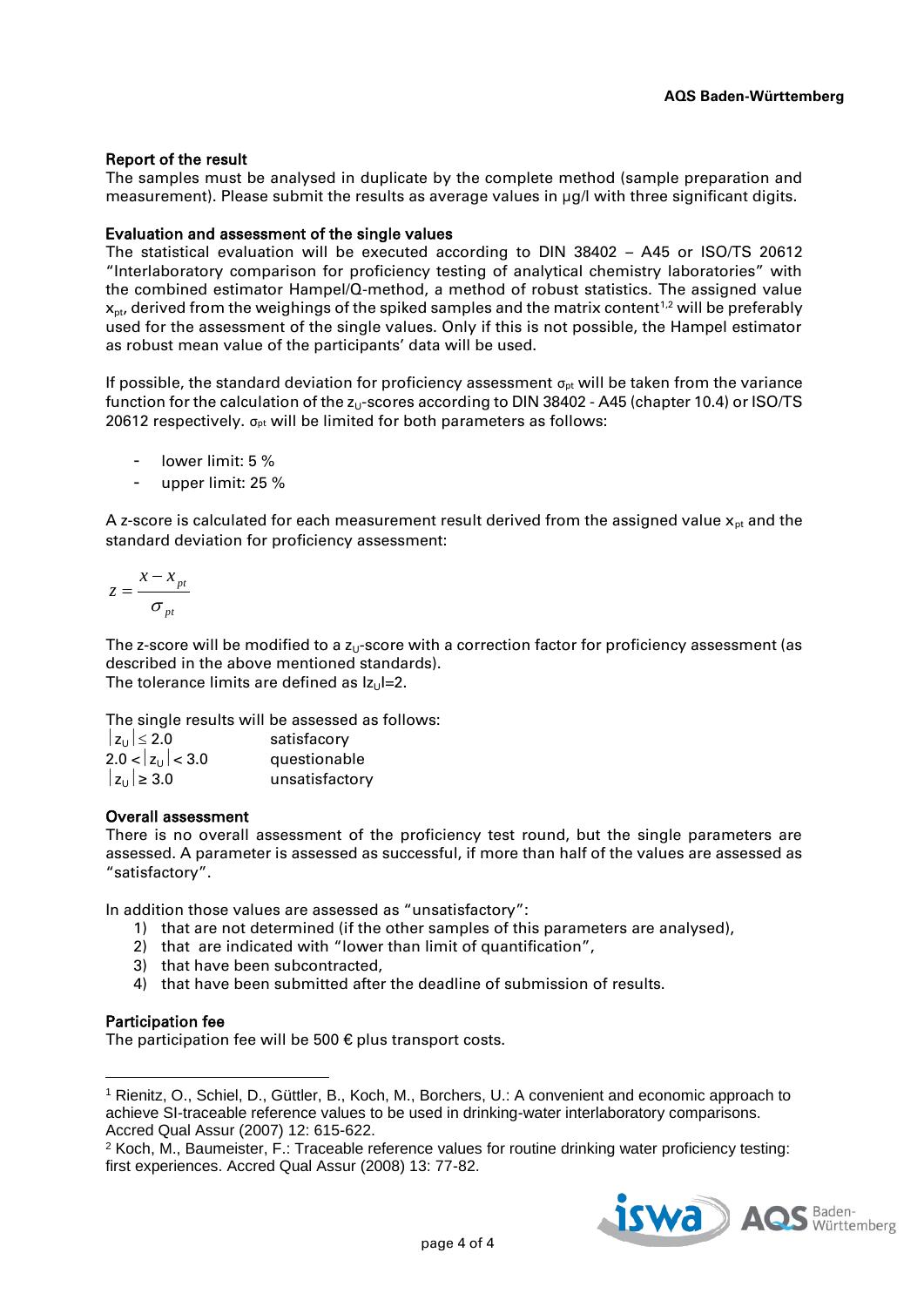### Report of the result

The samples must be analysed in duplicate by the complete method (sample preparation and measurement). Please submit the results as average values in µg/l with three significant digits.

### Evaluation and assessment of the single values

The statistical evaluation will be executed according to DIN 38402 – A45 or ISO/TS 20612 "Interlaboratory comparison for proficiency testing of analytical chemistry laboratories" with the combined estimator Hampel/Q-method, a method of robust statistics. The assigned value $x_{pt}$, derived from the weighings of the spiked samples and the matrix content[1,2] will be preferably used for the assessment of the single values. Only if this is not possible, the Hampel estimator as robust mean value of the participants' data will be used.

If possible, the standard deviation for proficiency assessment $\sigma_{pt}$ will be taken from the variance function for the calculation of the $z_U$-scores according to DIN 38402 - A45 (chapter 10.4) or ISO/TS 20612 respectively. $\sigma_{pt}$ will be limited for both parameters as follows:

- lower limit: 5 %
- upper limit: 25 %

A z-score is calculated for each measurement result derived from the assigned value $x_{pt}$ and the standard deviation for proficiency assessment:

$$z = \frac{x - x_{pt}}{\sigma_{pt}}$$

The z-score will be modified to a $z_U$-score with a correction factor for proficiency assessment (as described in the above mentioned standards).
The tolerance limits are defined as $|z_U|=2$.

The single results will be assessed as follows:

| | |
|---|---|
| $\lvert z_U \rvert \leq 2.0$ | satisfacory |
| $2.0 < \lvert z_U \rvert < 3.0$ | questionable |
| $\lvert z_U \rvert \geq 3.0$ | unsatisfactory |

### Overall assessment

There is no overall assessment of the proficiency test round, but the single parameters are assessed. A parameter is assessed as successful, if more than half of the values are assessed as "satisfactory".

In addition those values are assessed as "unsatisfactory":

1) that are not determined (if the other samples of this parameters are analysed),
2) that are indicated with "lower than limit of quantification",
3) that have been subcontracted,
4) that have been submitted after the deadline of submission of results.

### Participation fee

The participation fee will be 500 € plus transport costs.

---

[1] Rienitz, O., Schiel, D., Güttler, B., Koch, M., Borchers, U.: A convenient and economic approach to achieve SI-traceable reference values to be used in drinking-water interlaboratory comparisons. Accred Qual Assur (2007) 12: 615-622.

[2] Koch, M., Baumeister, F.: Traceable reference values for routine drinking water proficiency testing: first experiences. Accred Qual Assur (2008) 13: 77-82.